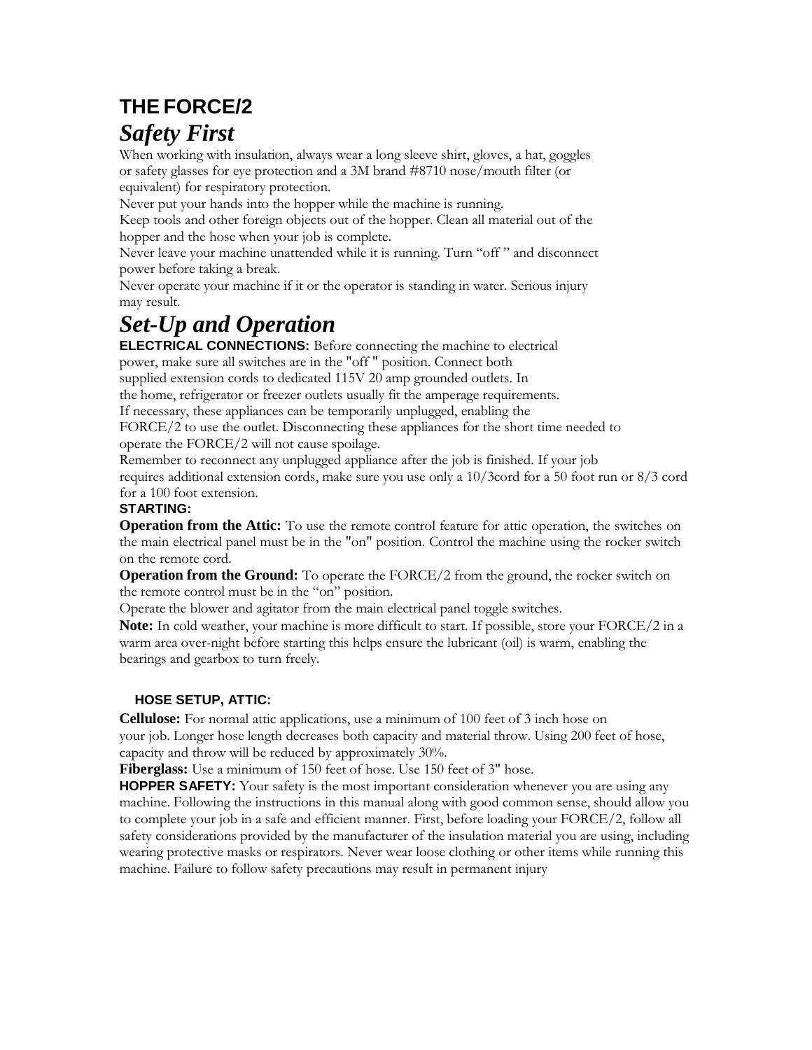# THE FORCE/2

## *Safety First*

When working with insulation, always wear a long sleeve shirt, gloves, a hat, goggles or safety glasses for eye protection and a 3M brand #8710 nose/mouth filter (or equivalent) for respiratory protection.

Never put your hands into the hopper while the machine is running.

Keep tools and other foreign objects out of the hopper. Clean all material out of the hopper and the hose when your job is complete.

Never leave your machine unattended while it is running. Turn "off " and disconnect power before taking a break.

Never operate your machine if it or the operator is standing in water. Serious injury may result.

## *Set-Up and Operation*

**ELECTRICAL CONNECTIONS:** Before connecting the machine to electrical power, make sure all switches are in the "off " position. Connect both supplied extension cords to dedicated 115V 20 amp grounded outlets. In the home, refrigerator or freezer outlets usually fit the amperage requirements. If necessary, these appliances can be temporarily unplugged, enabling the FORCE/2 to use the outlet. Disconnecting these appliances for the short time needed to operate the FORCE/2 will not cause spoilage.

Remember to reconnect any unplugged appliance after the job is finished. If your job requires additional extension cords, make sure you use only a 10/3cord for a 50 foot run or 8/3 cord for a 100 foot extension.

**STARTING:**

**Operation from the Attic:** To use the remote control feature for attic operation, the switches on the main electrical panel must be in the "on" position. Control the machine using the rocker switch on the remote cord.

**Operation from the Ground:** To operate the FORCE/2 from the ground, the rocker switch on the remote control must be in the "on" position.

Operate the blower and agitator from the main electrical panel toggle switches.

**Note:** In cold weather, your machine is more difficult to start. If possible, store your FORCE/2 in a warm area over-night before starting this helps ensure the lubricant (oil) is warm, enabling the bearings and gearbox to turn freely.

**HOSE SETUP, ATTIC:**

**Cellulose:** For normal attic applications, use a minimum of 100 feet of 3 inch hose on your job. Longer hose length decreases both capacity and material throw. Using 200 feet of hose, capacity and throw will be reduced by approximately 30%.

**Fiberglass:** Use a minimum of 150 feet of hose. Use 150 feet of 3" hose.

**HOPPER SAFETY:** Your safety is the most important consideration whenever you are using any machine. Following the instructions in this manual along with good common sense, should allow you to complete your job in a safe and efficient manner. First, before loading your FORCE/2, follow all safety considerations provided by the manufacturer of the insulation material you are using, including wearing protective masks or respirators. Never wear loose clothing or other items while running this machine. Failure to follow safety precautions may result in permanent injury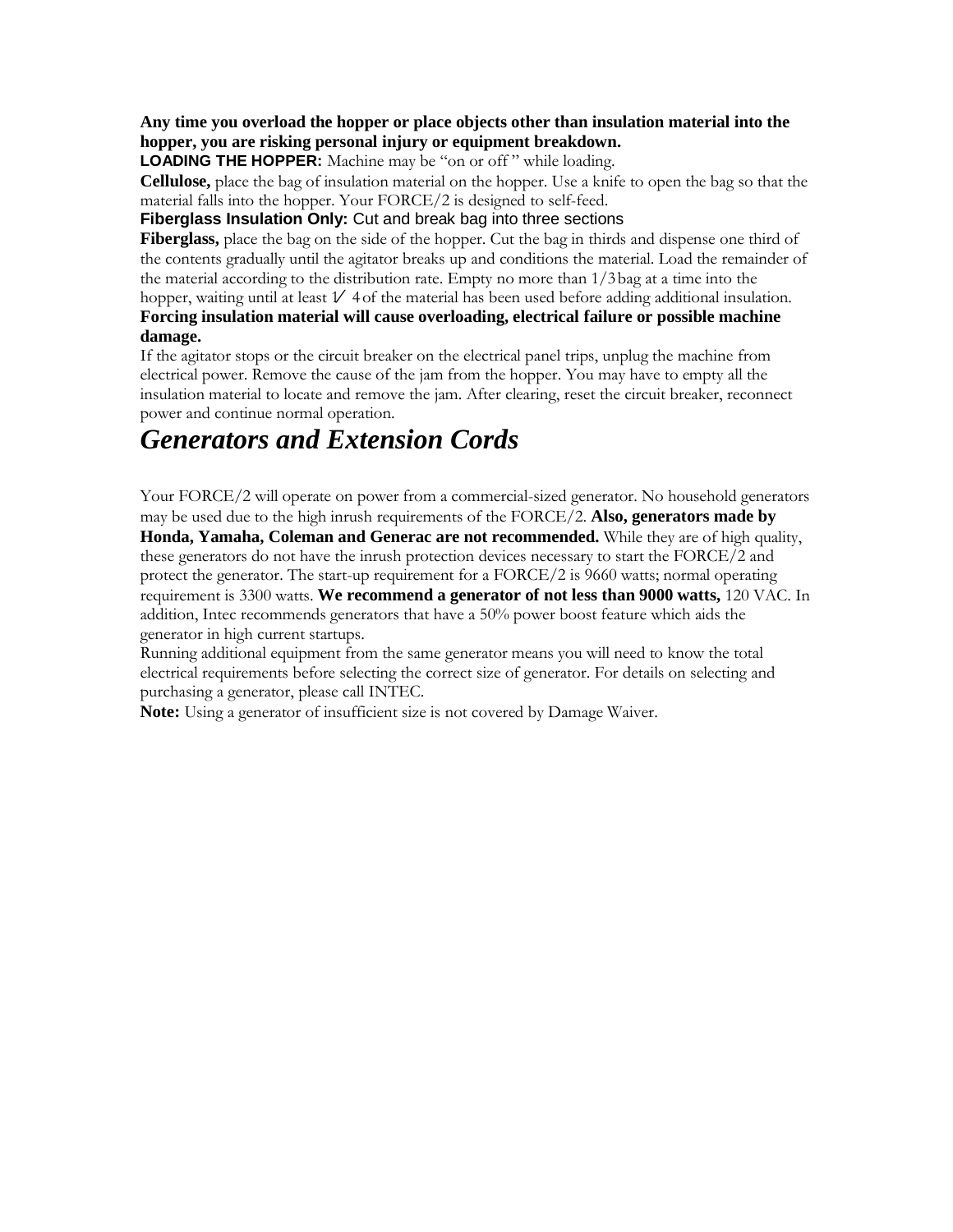**Any time you overload the hopper or place objects other than insulation material into the hopper, you are risking personal injury or equipment breakdown.**

**LOADING THE HOPPER:** Machine may be "on or off " while loading.

**Cellulose,** place the bag of insulation material on the hopper. Use a knife to open the bag so that the material falls into the hopper. Your FORCE/2 is designed to self-feed.

**Fiberglass Insulation Only:** Cut and break bag into three sections

**Fiberglass,** place the bag on the side of the hopper. Cut the bag in thirds and dispense one third of the contents gradually until the agitator breaks up and conditions the material. Load the remainder of the material according to the distribution rate. Empty no more than 1/3 bag at a time into the hopper, waiting until at least 1⁄4 of the material has been used before adding additional insulation.

**Forcing insulation material will cause overloading, electrical failure or possible machine damage.**

If the agitator stops or the circuit breaker on the electrical panel trips, unplug the machine from electrical power. Remove the cause of the jam from the hopper. You may have to empty all the insulation material to locate and remove the jam. After clearing, reset the circuit breaker, reconnect power and continue normal operation.

# *Generators and Extension Cords*

Your FORCE/2 will operate on power from a commercial-sized generator. No household generators may be used due to the high inrush requirements of the FORCE/2. **Also, generators made by Honda, Yamaha, Coleman and Generac are not recommended.** While they are of high quality, these generators do not have the inrush protection devices necessary to start the FORCE/2 and protect the generator. The start-up requirement for a FORCE/2 is 9660 watts; normal operating requirement is 3300 watts. **We recommend a generator of not less than 9000 watts,** 120 VAC. In addition, Intec recommends generators that have a 50% power boost feature which aids the generator in high current startups.

Running additional equipment from the same generator means you will need to know the total electrical requirements before selecting the correct size of generator. For details on selecting and purchasing a generator, please call INTEC.

**Note:** Using a generator of insufficient size is not covered by Damage Waiver.